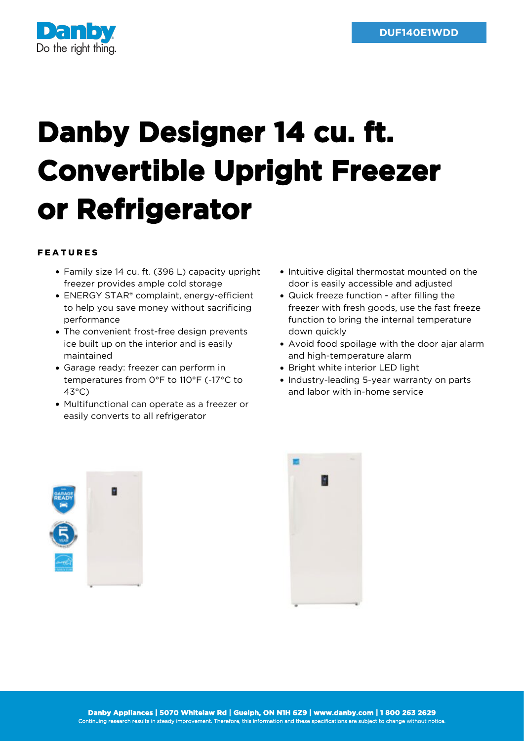DUF140E1WDD

# Danby Designer 14 cu. ft. Convertible Upright Freezer or Refrigerator

## FEATURES

- Family size 14 cu. ft. (396 L) capacity upright freezer provides ample cold storage
- ENERGY STAR® complaint, energy-efficient to help you save money without sacrificing performance
- The convenient frost-free design prevents ice built up on the interior and is easily maintained
- Garage ready: freezer can perform in temperatures from 0°F to 110°F (-17°C to 43°C)
- Multifunctional can operate as a freezer or easily converts to all refrigerator
- Intuitive digital thermostat mounted on the door is easily accessible and adjusted
- Quick freeze function - after filling the freezer with fresh goods, use the fast freeze function to bring the internal temperature down quickly
- Avoid food spoilage with the door ajar alarm and high-temperature alarm
- Bright white interior LED light
- Industry-leading 5-year warranty on parts and labor with in-home service

**Danby Appliances | 5070 Whitelaw Rd | Guelph, ON N1H 6Z9 | www.danby.com | 1 800 263 2629**
Continuing research results in steady improvement. Therefore, this information and these specifications are subject to change without notice.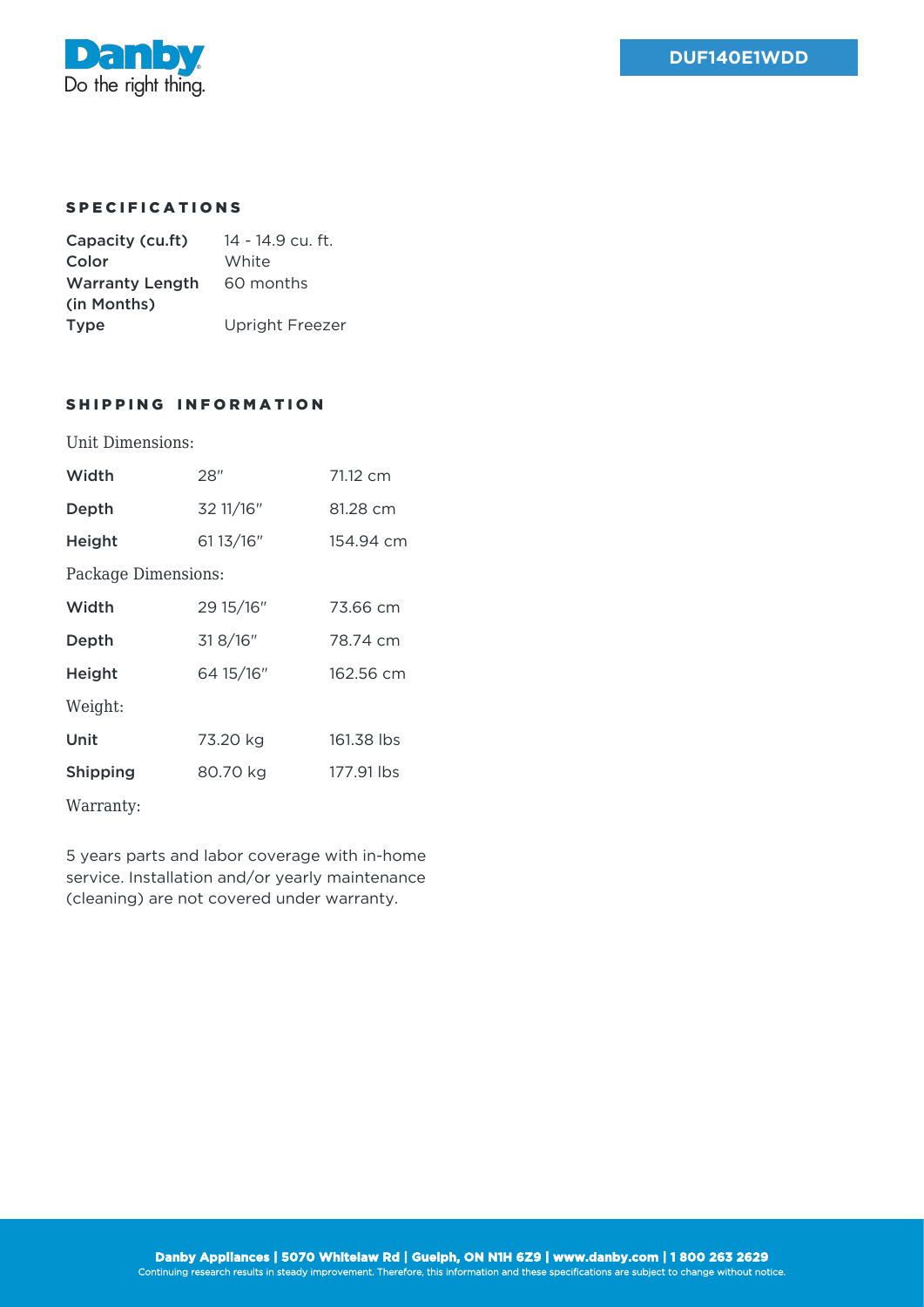DUF140E1WDD

## SPECIFICATIONS

| | |
|---|---|
| **Capacity (cu.ft)** | 14 - 14.9 cu. ft. |
| **Color** | White |
| **Warranty Length (in Months)** | 60 months |
| **Type** | Upright Freezer |

## SHIPPING INFORMATION

Unit Dimensions:

| | | |
|---|---|---|
| **Width** | 28″ | 71.12 cm |
| **Depth** | 32 11/16″ | 81.28 cm |
| **Height** | 61 13/16″ | 154.94 cm |

Package Dimensions:

| | | |
|---|---|---|
| **Width** | 29 15/16″ | 73.66 cm |
| **Depth** | 31 8/16″ | 78.74 cm |
| **Height** | 64 15/16″ | 162.56 cm |

Weight:

| | | |
|---|---|---|
| **Unit** | 73.20 kg | 161.38 lbs |
| **Shipping** | 80.70 kg | 177.91 lbs |

Warranty:

5 years parts and labor coverage with in-home service. Installation and/or yearly maintenance (cleaning) are not covered under warranty.

**Danby Appliances | 5070 Whitelaw Rd | Guelph, ON N1H 6Z9 | www.danby.com | 1 800 263 2629**
Continuing research results in steady improvement. Therefore, this information and these specifications are subject to change without notice.